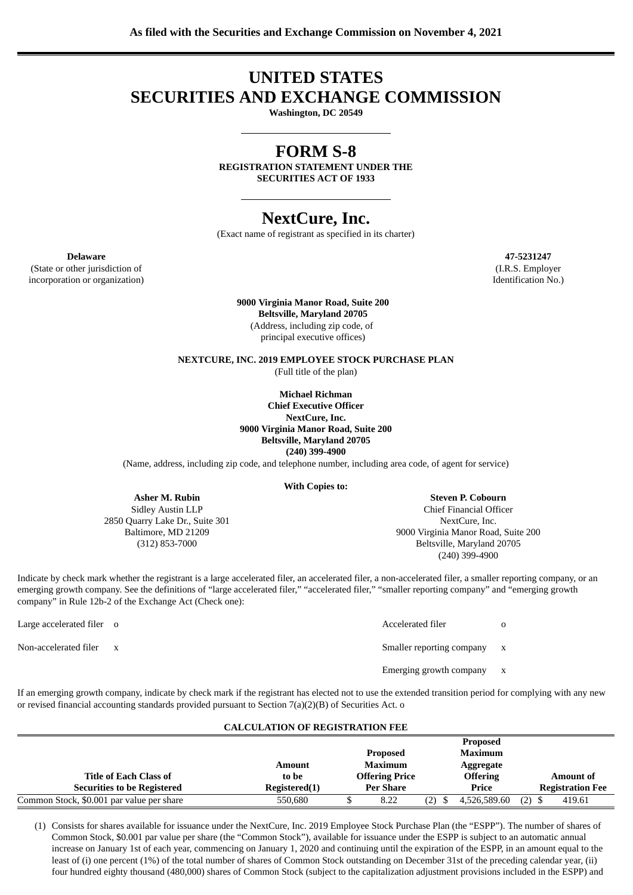**As filed with the Securities and Exchange Commission on November 4, 2021**

# UNITED STATES
# SECURITIES AND EXCHANGE COMMISSION

**Washington, DC 20549**

# FORM S-8

**REGISTRATION STATEMENT UNDER THE**
**SECURITIES ACT OF 1933**

# NextCure, Inc.

(Exact name of registrant as specified in its charter)

| **Delaware** | **47-5231247** |
|---|---|
| (State or other jurisdiction of incorporation or organization) | (I.R.S. Employer Identification No.) |

**9000 Virginia Manor Road, Suite 200**
**Beltsville, Maryland 20705**
(Address, including zip code, of principal executive offices)

**NEXTCURE, INC. 2019 EMPLOYEE STOCK PURCHASE PLAN**
(Full title of the plan)

**Michael Richman**
**Chief Executive Officer**
**NextCure, Inc.**
**9000 Virginia Manor Road, Suite 200**
**Beltsville, Maryland 20705**
**(240) 399-4900**
(Name, address, including zip code, and telephone number, including area code, of agent for service)

**With Copies to:**

| **Asher M. Rubin** | **Steven P. Cobourn** |
|---|---|
| Sidley Austin LLP | Chief Financial Officer |
| 2850 Quarry Lake Dr., Suite 301 | NextCure, Inc. |
| Baltimore, MD 21209 | 9000 Virginia Manor Road, Suite 200 |
| (312) 853-7000 | Beltsville, Maryland 20705 |
| | (240) 399-4900 |

Indicate by check mark whether the registrant is a large accelerated filer, an accelerated filer, a non-accelerated filer, a smaller reporting company, or an emerging growth company. See the definitions of "large accelerated filer," "accelerated filer," "smaller reporting company" and "emerging growth company" in Rule 12b-2 of the Exchange Act (Check one):

| | | | |
|---|---|---|---|
| Large accelerated filer | o | Accelerated filer | o |
| Non-accelerated filer | x | Smaller reporting company | x |
| | | Emerging growth company | x |

If an emerging growth company, indicate by check mark if the registrant has elected not to use the extended transition period for complying with any new or revised financial accounting standards provided pursuant to Section 7(a)(2)(B) of Securities Act. o

**CALCULATION OF REGISTRATION FEE**

| Title of Each Class of Securities to be Registered | Amount to be Registered(1) | Proposed Maximum Offering Price Per Share | Proposed Maximum Aggregate Offering Price | Amount of Registration Fee |
|---|---|---|---|---|
| Common Stock, $0.001 par value per share | 550,680 | $ 8.22 (2) | $ 4,526,589.60 (2) | $ 419.61 |

(1) Consists for shares available for issuance under the NextCure, Inc. 2019 Employee Stock Purchase Plan (the "ESPP"). The number of shares of Common Stock, $0.001 par value per share (the "Common Stock"), available for issuance under the ESPP is subject to an automatic annual increase on January 1st of each year, commencing on January 1, 2020 and continuing until the expiration of the ESPP, in an amount equal to the least of (i) one percent (1%) of the total number of shares of Common Stock outstanding on December 31st of the preceding calendar year, (ii) four hundred eighty thousand (480,000) shares of Common Stock (subject to the capitalization adjustment provisions included in the ESPP) and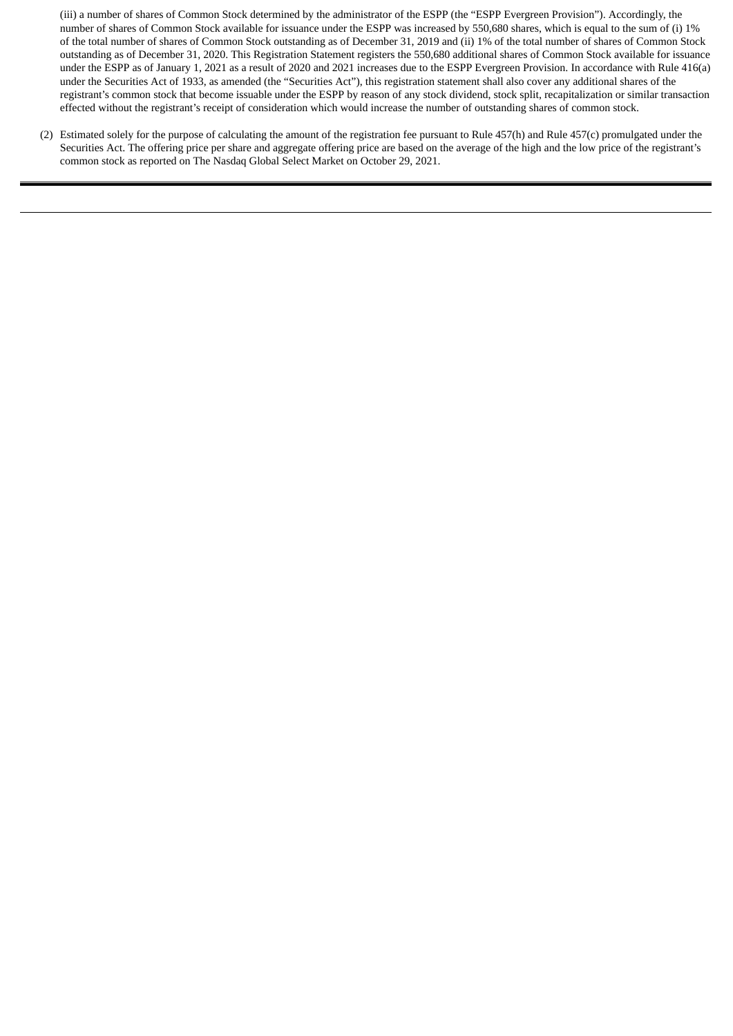(iii) a number of shares of Common Stock determined by the administrator of the ESPP (the "ESPP Evergreen Provision"). Accordingly, the number of shares of Common Stock available for issuance under the ESPP was increased by 550,680 shares, which is equal to the sum of (i) 1% of the total number of shares of Common Stock outstanding as of December 31, 2019 and (ii) 1% of the total number of shares of Common Stock outstanding as of December 31, 2020. This Registration Statement registers the 550,680 additional shares of Common Stock available for issuance under the ESPP as of January 1, 2021 as a result of 2020 and 2021 increases due to the ESPP Evergreen Provision. In accordance with Rule 416(a) under the Securities Act of 1933, as amended (the "Securities Act"), this registration statement shall also cover any additional shares of the registrant's common stock that become issuable under the ESPP by reason of any stock dividend, stock split, recapitalization or similar transaction effected without the registrant's receipt of consideration which would increase the number of outstanding shares of common stock.

(2) Estimated solely for the purpose of calculating the amount of the registration fee pursuant to Rule 457(h) and Rule 457(c) promulgated under the Securities Act. The offering price per share and aggregate offering price are based on the average of the high and the low price of the registrant's common stock as reported on The Nasdaq Global Select Market on October 29, 2021.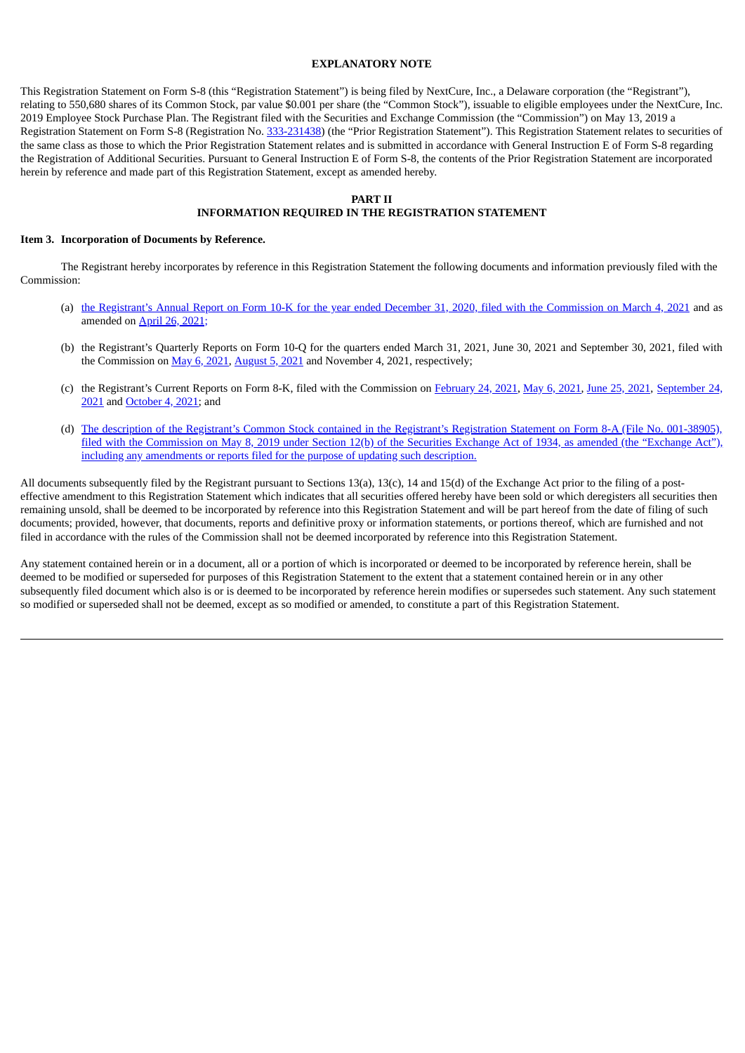## EXPLANATORY NOTE

This Registration Statement on Form S-8 (this "Registration Statement") is being filed by NextCure, Inc., a Delaware corporation (the "Registrant"), relating to 550,680 shares of its Common Stock, par value $0.001 per share (the "Common Stock"), issuable to eligible employees under the NextCure, Inc. 2019 Employee Stock Purchase Plan. The Registrant filed with the Securities and Exchange Commission (the "Commission") on May 13, 2019 a Registration Statement on Form S-8 (Registration No. 333-231438) (the "Prior Registration Statement"). This Registration Statement relates to securities of the same class as those to which the Prior Registration Statement relates and is submitted in accordance with General Instruction E of Form S-8 regarding the Registration of Additional Securities. Pursuant to General Instruction E of Form S-8, the contents of the Prior Registration Statement are incorporated herein by reference and made part of this Registration Statement, except as amended hereby.

## PART II
## INFORMATION REQUIRED IN THE REGISTRATION STATEMENT

**Item 3. Incorporation of Documents by Reference.**

The Registrant hereby incorporates by reference in this Registration Statement the following documents and information previously filed with the Commission:

(a) the Registrant's Annual Report on Form 10-K for the year ended December 31, 2020, filed with the Commission on March 4, 2021 and as amended on April 26, 2021;

(b) the Registrant's Quarterly Reports on Form 10-Q for the quarters ended March 31, 2021, June 30, 2021 and September 30, 2021, filed with the Commission on May 6, 2021, August 5, 2021 and November 4, 2021, respectively;

(c) the Registrant's Current Reports on Form 8-K, filed with the Commission on February 24, 2021, May 6, 2021, June 25, 2021, September 24, 2021 and October 4, 2021; and

(d) The description of the Registrant's Common Stock contained in the Registrant's Registration Statement on Form 8-A (File No. 001-38905), filed with the Commission on May 8, 2019 under Section 12(b) of the Securities Exchange Act of 1934, as amended (the "Exchange Act"), including any amendments or reports filed for the purpose of updating such description.

All documents subsequently filed by the Registrant pursuant to Sections 13(a), 13(c), 14 and 15(d) of the Exchange Act prior to the filing of a post-effective amendment to this Registration Statement which indicates that all securities offered hereby have been sold or which deregisters all securities then remaining unsold, shall be deemed to be incorporated by reference into this Registration Statement and will be part hereof from the date of filing of such documents; provided, however, that documents, reports and definitive proxy or information statements, or portions thereof, which are furnished and not filed in accordance with the rules of the Commission shall not be deemed incorporated by reference into this Registration Statement.

Any statement contained herein or in a document, all or a portion of which is incorporated or deemed to be incorporated by reference herein, shall be deemed to be modified or superseded for purposes of this Registration Statement to the extent that a statement contained herein or in any other subsequently filed document which also is or is deemed to be incorporated by reference herein modifies or supersedes such statement. Any such statement so modified or superseded shall not be deemed, except as so modified or amended, to constitute a part of this Registration Statement.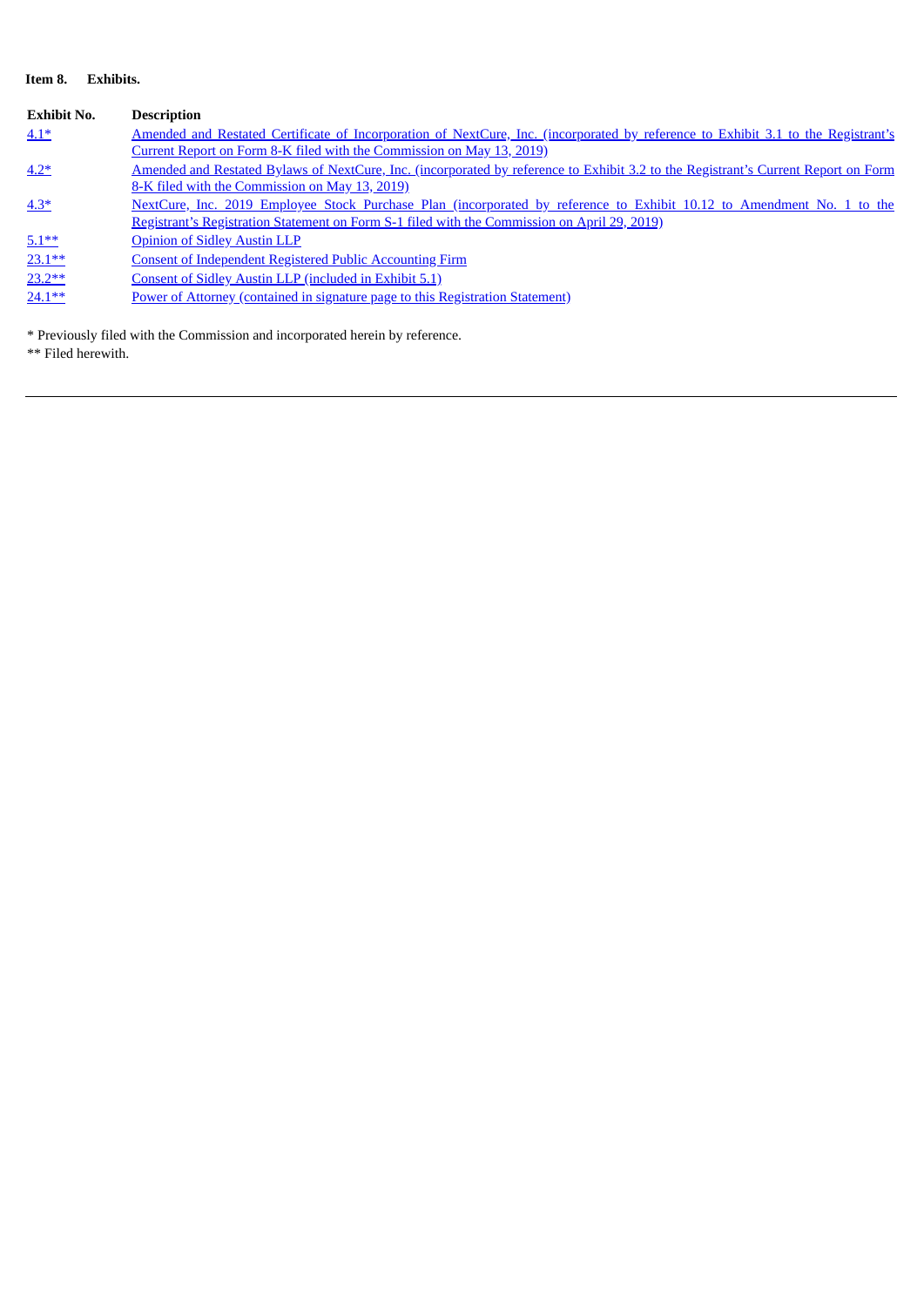**Item 8. Exhibits.**

| Exhibit No. | Description |
|---|---|
| 4.1* | Amended and Restated Certificate of Incorporation of NextCure, Inc. (incorporated by reference to Exhibit 3.1 to the Registrant's Current Report on Form 8-K filed with the Commission on May 13, 2019) |
| 4.2* | Amended and Restated Bylaws of NextCure, Inc. (incorporated by reference to Exhibit 3.2 to the Registrant's Current Report on Form 8-K filed with the Commission on May 13, 2019) |
| 4.3* | NextCure, Inc. 2019 Employee Stock Purchase Plan (incorporated by reference to Exhibit 10.12 to Amendment No. 1 to the Registrant's Registration Statement on Form S-1 filed with the Commission on April 29, 2019) |
| 5.1** | Opinion of Sidley Austin LLP |
| 23.1** | Consent of Independent Registered Public Accounting Firm |
| 23.2** | Consent of Sidley Austin LLP (included in Exhibit 5.1) |
| 24.1** | Power of Attorney (contained in signature page to this Registration Statement) |

* Previously filed with the Commission and incorporated herein by reference.

** Filed herewith.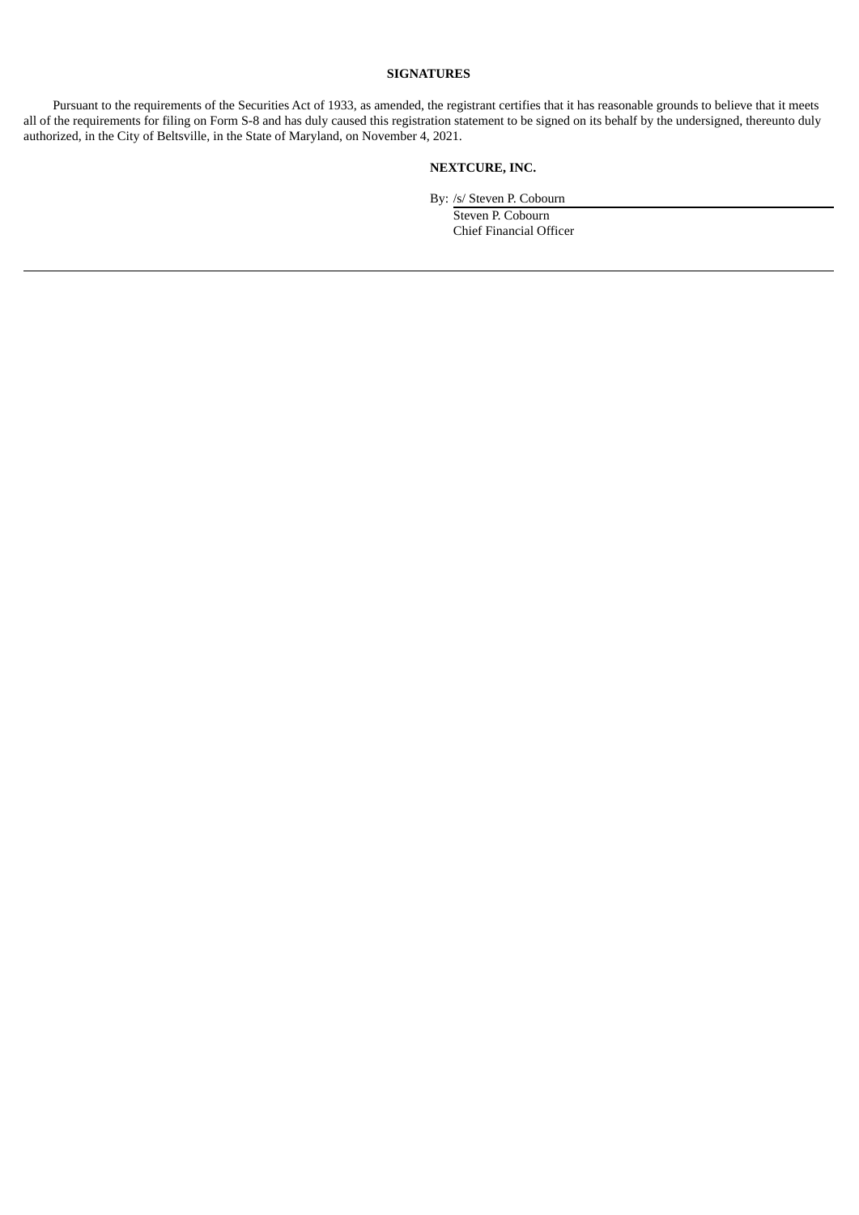## SIGNATURES

Pursuant to the requirements of the Securities Act of 1933, as amended, the registrant certifies that it has reasonable grounds to believe that it meets all of the requirements for filing on Form S-8 and has duly caused this registration statement to be signed on its behalf by the undersigned, thereunto duly authorized, in the City of Beltsville, in the State of Maryland, on November 4, 2021.

**NEXTCURE, INC.**

By: /s/ Steven P. Cobourn

Steven P. Cobourn
Chief Financial Officer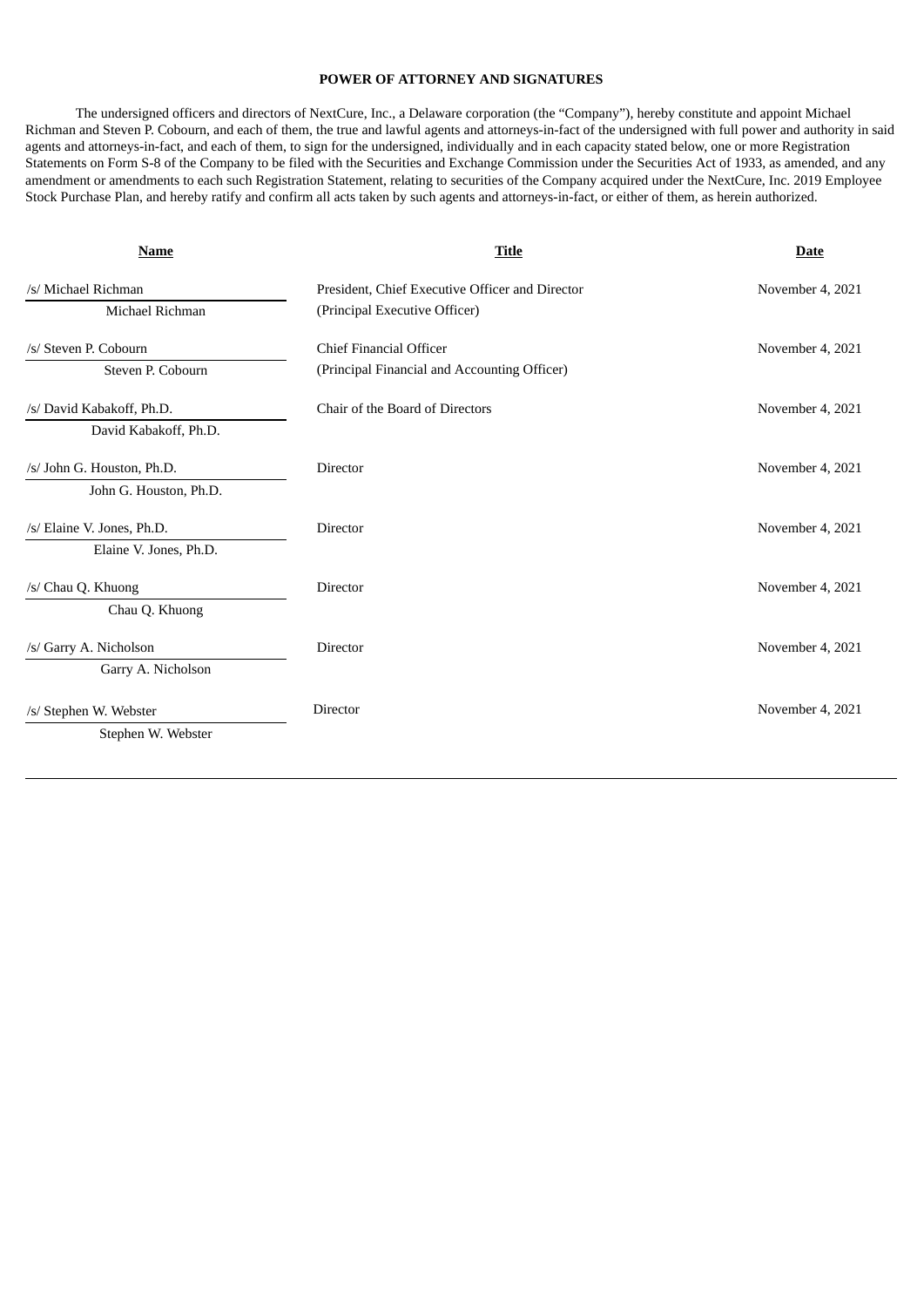**POWER OF ATTORNEY AND SIGNATURES**

The undersigned officers and directors of NextCure, Inc., a Delaware corporation (the "Company"), hereby constitute and appoint Michael Richman and Steven P. Cobourn, and each of them, the true and lawful agents and attorneys-in-fact of the undersigned with full power and authority in said agents and attorneys-in-fact, and each of them, to sign for the undersigned, individually and in each capacity stated below, one or more Registration Statements on Form S-8 of the Company to be filed with the Securities and Exchange Commission under the Securities Act of 1933, as amended, and any amendment or amendments to each such Registration Statement, relating to securities of the Company acquired under the NextCure, Inc. 2019 Employee Stock Purchase Plan, and hereby ratify and confirm all acts taken by such agents and attorneys-in-fact, or either of them, as herein authorized.

| Name | Title | Date |
| --- | --- | --- |
| /s/ Michael Richman<br>Michael Richman | President, Chief Executive Officer and Director<br>(Principal Executive Officer) | November 4, 2021 |
| /s/ Steven P. Cobourn<br>Steven P. Cobourn | Chief Financial Officer<br>(Principal Financial and Accounting Officer) | November 4, 2021 |
| /s/ David Kabakoff, Ph.D.<br>David Kabakoff, Ph.D. | Chair of the Board of Directors | November 4, 2021 |
| /s/ John G. Houston, Ph.D.<br>John G. Houston, Ph.D. | Director | November 4, 2021 |
| /s/ Elaine V. Jones, Ph.D.<br>Elaine V. Jones, Ph.D. | Director | November 4, 2021 |
| /s/ Chau Q. Khuong<br>Chau Q. Khuong | Director | November 4, 2021 |
| /s/ Garry A. Nicholson<br>Garry A. Nicholson | Director | November 4, 2021 |
| /s/ Stephen W. Webster<br>Stephen W. Webster | Director | November 4, 2021 |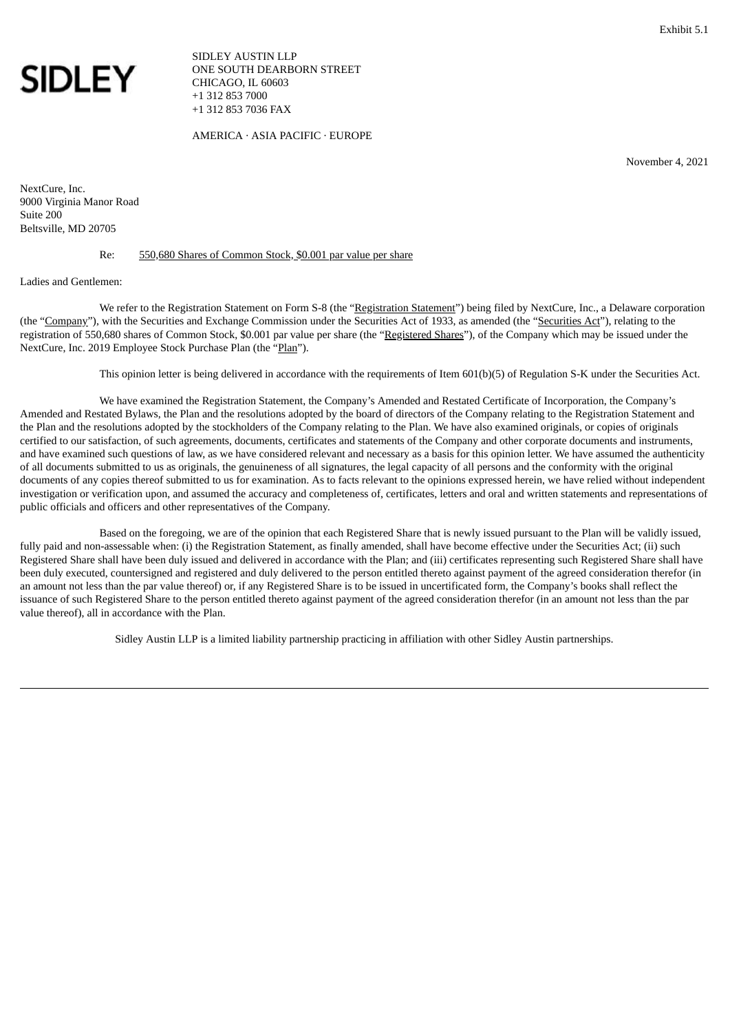Exhibit 5.1

**SIDLEY**

SIDLEY AUSTIN LLP
ONE SOUTH DEARBORN STREET
CHICAGO, IL 60603
+1 312 853 7000
+1 312 853 7036 FAX

AMERICA · ASIA PACIFIC · EUROPE

November 4, 2021

NextCure, Inc.
9000 Virginia Manor Road
Suite 200
Beltsville, MD 20705

Re: 550,680 Shares of Common Stock, $0.001 par value per share

Ladies and Gentlemen:

We refer to the Registration Statement on Form S-8 (the "Registration Statement") being filed by NextCure, Inc., a Delaware corporation (the "Company"), with the Securities and Exchange Commission under the Securities Act of 1933, as amended (the "Securities Act"), relating to the registration of 550,680 shares of Common Stock, $0.001 par value per share (the "Registered Shares"), of the Company which may be issued under the NextCure, Inc. 2019 Employee Stock Purchase Plan (the "Plan").

This opinion letter is being delivered in accordance with the requirements of Item 601(b)(5) of Regulation S-K under the Securities Act.

We have examined the Registration Statement, the Company's Amended and Restated Certificate of Incorporation, the Company's Amended and Restated Bylaws, the Plan and the resolutions adopted by the board of directors of the Company relating to the Registration Statement and the Plan and the resolutions adopted by the stockholders of the Company relating to the Plan. We have also examined originals, or copies of originals certified to our satisfaction, of such agreements, documents, certificates and statements of the Company and other corporate documents and instruments, and have examined such questions of law, as we have considered relevant and necessary as a basis for this opinion letter. We have assumed the authenticity of all documents submitted to us as originals, the genuineness of all signatures, the legal capacity of all persons and the conformity with the original documents of any copies thereof submitted to us for examination. As to facts relevant to the opinions expressed herein, we have relied without independent investigation or verification upon, and assumed the accuracy and completeness of, certificates, letters and oral and written statements and representations of public officials and officers and other representatives of the Company.

Based on the foregoing, we are of the opinion that each Registered Share that is newly issued pursuant to the Plan will be validly issued, fully paid and non-assessable when: (i) the Registration Statement, as finally amended, shall have become effective under the Securities Act; (ii) such Registered Share shall have been duly issued and delivered in accordance with the Plan; and (iii) certificates representing such Registered Share shall have been duly executed, countersigned and registered and duly delivered to the person entitled thereto against payment of the agreed consideration therefor (in an amount not less than the par value thereof) or, if any Registered Share is to be issued in uncertificated form, the Company's books shall reflect the issuance of such Registered Share to the person entitled thereto against payment of the agreed consideration therefor (in an amount not less than the par value thereof), all in accordance with the Plan.

Sidley Austin LLP is a limited liability partnership practicing in affiliation with other Sidley Austin partnerships.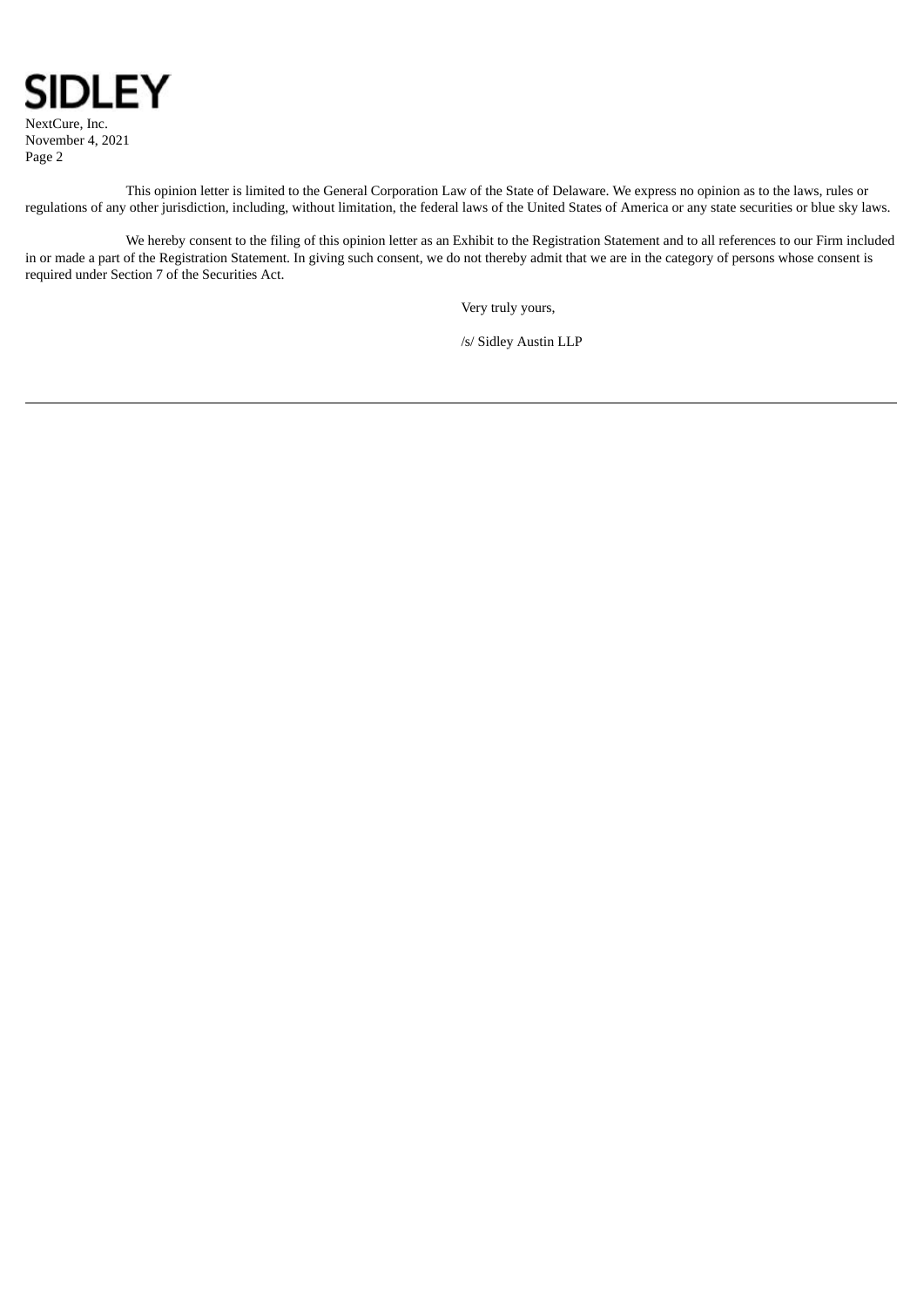This opinion letter is limited to the General Corporation Law of the State of Delaware. We express no opinion as to the laws, rules or regulations of any other jurisdiction, including, without limitation, the federal laws of the United States of America or any state securities or blue sky laws.

We hereby consent to the filing of this opinion letter as an Exhibit to the Registration Statement and to all references to our Firm included in or made a part of the Registration Statement. In giving such consent, we do not thereby admit that we are in the category of persons whose consent is required under Section 7 of the Securities Act.

Very truly yours,

/s/ Sidley Austin LLP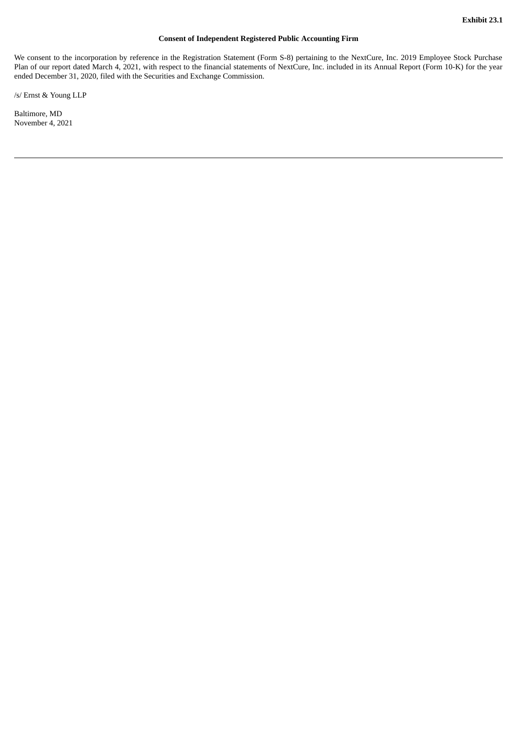**Exhibit 23.1**

**Consent of Independent Registered Public Accounting Firm**

We consent to the incorporation by reference in the Registration Statement (Form S-8) pertaining to the NextCure, Inc. 2019 Employee Stock Purchase Plan of our report dated March 4, 2021, with respect to the financial statements of NextCure, Inc. included in its Annual Report (Form 10-K) for the year ended December 31, 2020, filed with the Securities and Exchange Commission.

/s/ Ernst & Young LLP

Baltimore, MD
November 4, 2021